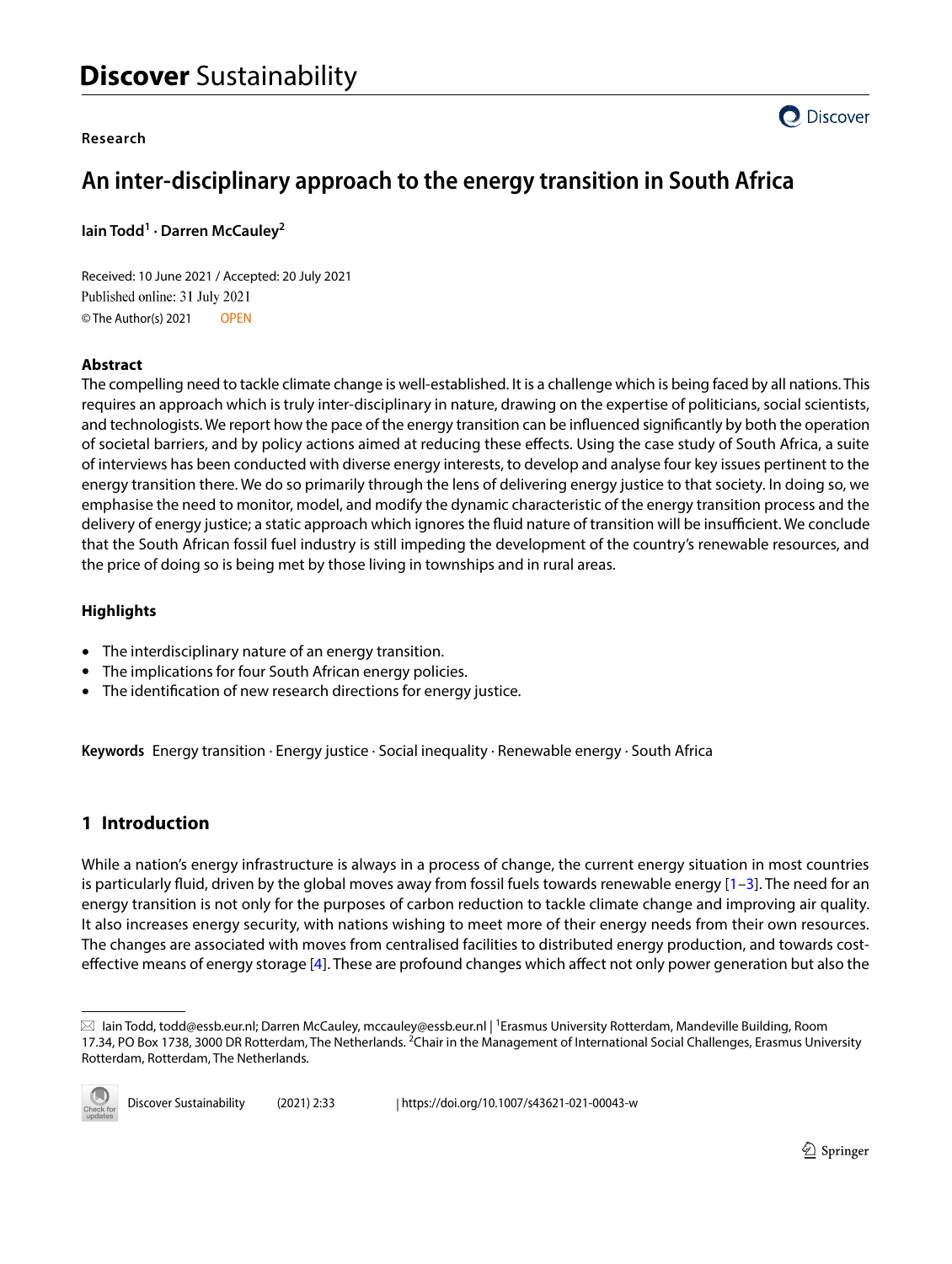Research

# An inter-disciplinary approach to the energy transition in South Africa

**Iain Todd**[1] **· Darren McCauley**[2]

Received: 10 June 2021 / Accepted: 20 July 2021
Published online: 31 July 2021
© The Author(s) 2021 OPEN

## Abstract

The compelling need to tackle climate change is well-established. It is a challenge which is being faced by all nations. This requires an approach which is truly inter-disciplinary in nature, drawing on the expertise of politicians, social scientists, and technologists. We report how the pace of the energy transition can be influenced significantly by both the operation of societal barriers, and by policy actions aimed at reducing these effects. Using the case study of South Africa, a suite of interviews has been conducted with diverse energy interests, to develop and analyse four key issues pertinent to the energy transition there. We do so primarily through the lens of delivering energy justice to that society. In doing so, we emphasise the need to monitor, model, and modify the dynamic characteristic of the energy transition process and the delivery of energy justice; a static approach which ignores the fluid nature of transition will be insufficient. We conclude that the South African fossil fuel industry is still impeding the development of the country's renewable resources, and the price of doing so is being met by those living in townships and in rural areas.

## Highlights

- The interdisciplinary nature of an energy transition.
- The implications for four South African energy policies.
- The identification of new research directions for energy justice.

**Keywords** Energy transition · Energy justice · Social inequality · Renewable energy · South Africa

## 1 Introduction

While a nation's energy infrastructure is always in a process of change, the current energy situation in most countries is particularly fluid, driven by the global moves away from fossil fuels towards renewable energy [1–3]. The need for an energy transition is not only for the purposes of carbon reduction to tackle climate change and improving air quality. It also increases energy security, with nations wishing to meet more of their energy needs from their own resources. The changes are associated with moves from centralised facilities to distributed energy production, and towards cost-effective means of energy storage [4]. These are profound changes which affect not only power generation but also the

---

✉ Iain Todd, todd@essb.eur.nl; Darren McCauley, mccauley@essb.eur.nl | [1]Erasmus University Rotterdam, Mandeville Building, Room 17.34, PO Box 1738, 3000 DR Rotterdam, The Netherlands. [2]Chair in the Management of International Social Challenges, Erasmus University Rotterdam, Rotterdam, The Netherlands.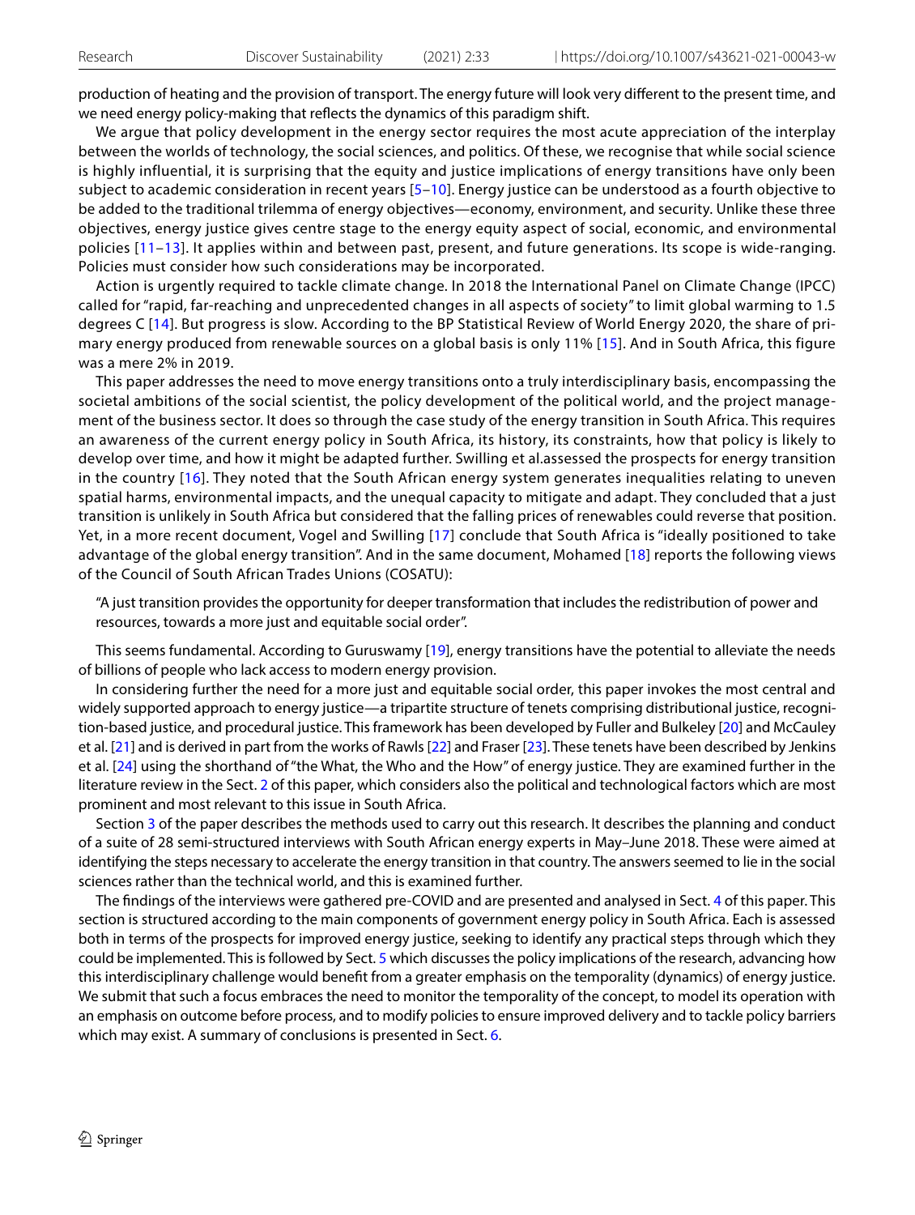production of heating and the provision of transport. The energy future will look very different to the present time, and we need energy policy-making that reflects the dynamics of this paradigm shift.

We argue that policy development in the energy sector requires the most acute appreciation of the interplay between the worlds of technology, the social sciences, and politics. Of these, we recognise that while social science is highly influential, it is surprising that the equity and justice implications of energy transitions have only been subject to academic consideration in recent years [5–10]. Energy justice can be understood as a fourth objective to be added to the traditional trilemma of energy objectives—economy, environment, and security. Unlike these three objectives, energy justice gives centre stage to the energy equity aspect of social, economic, and environmental policies [11–13]. It applies within and between past, present, and future generations. Its scope is wide-ranging. Policies must consider how such considerations may be incorporated.

Action is urgently required to tackle climate change. In 2018 the International Panel on Climate Change (IPCC) called for "rapid, far-reaching and unprecedented changes in all aspects of society" to limit global warming to 1.5 degrees C [14]. But progress is slow. According to the BP Statistical Review of World Energy 2020, the share of primary energy produced from renewable sources on a global basis is only 11% [15]. And in South Africa, this figure was a mere 2% in 2019.

This paper addresses the need to move energy transitions onto a truly interdisciplinary basis, encompassing the societal ambitions of the social scientist, the policy development of the political world, and the project management of the business sector. It does so through the case study of the energy transition in South Africa. This requires an awareness of the current energy policy in South Africa, its history, its constraints, how that policy is likely to develop over time, and how it might be adapted further. Swilling et al.assessed the prospects for energy transition in the country [16]. They noted that the South African energy system generates inequalities relating to uneven spatial harms, environmental impacts, and the unequal capacity to mitigate and adapt. They concluded that a just transition is unlikely in South Africa but considered that the falling prices of renewables could reverse that position. Yet, in a more recent document, Vogel and Swilling [17] conclude that South Africa is "ideally positioned to take advantage of the global energy transition". And in the same document, Mohamed [18] reports the following views of the Council of South African Trades Unions (COSATU):

> "A just transition provides the opportunity for deeper transformation that includes the redistribution of power and resources, towards a more just and equitable social order".

This seems fundamental. According to Guruswamy [19], energy transitions have the potential to alleviate the needs of billions of people who lack access to modern energy provision.

In considering further the need for a more just and equitable social order, this paper invokes the most central and widely supported approach to energy justice—a tripartite structure of tenets comprising distributional justice, recognition-based justice, and procedural justice. This framework has been developed by Fuller and Bulkeley [20] and McCauley et al. [21] and is derived in part from the works of Rawls [22] and Fraser [23]. These tenets have been described by Jenkins et al. [24] using the shorthand of "the What, the Who and the How" of energy justice. They are examined further in the literature review in the Sect. 2 of this paper, which considers also the political and technological factors which are most prominent and most relevant to this issue in South Africa.

Section 3 of the paper describes the methods used to carry out this research. It describes the planning and conduct of a suite of 28 semi-structured interviews with South African energy experts in May–June 2018. These were aimed at identifying the steps necessary to accelerate the energy transition in that country. The answers seemed to lie in the social sciences rather than the technical world, and this is examined further.

The findings of the interviews were gathered pre-COVID and are presented and analysed in Sect. 4 of this paper. This section is structured according to the main components of government energy policy in South Africa. Each is assessed both in terms of the prospects for improved energy justice, seeking to identify any practical steps through which they could be implemented. This is followed by Sect. 5 which discusses the policy implications of the research, advancing how this interdisciplinary challenge would benefit from a greater emphasis on the temporality (dynamics) of energy justice. We submit that such a focus embraces the need to monitor the temporality of the concept, to model its operation with an emphasis on outcome before process, and to modify policies to ensure improved delivery and to tackle policy barriers which may exist. A summary of conclusions is presented in Sect. 6.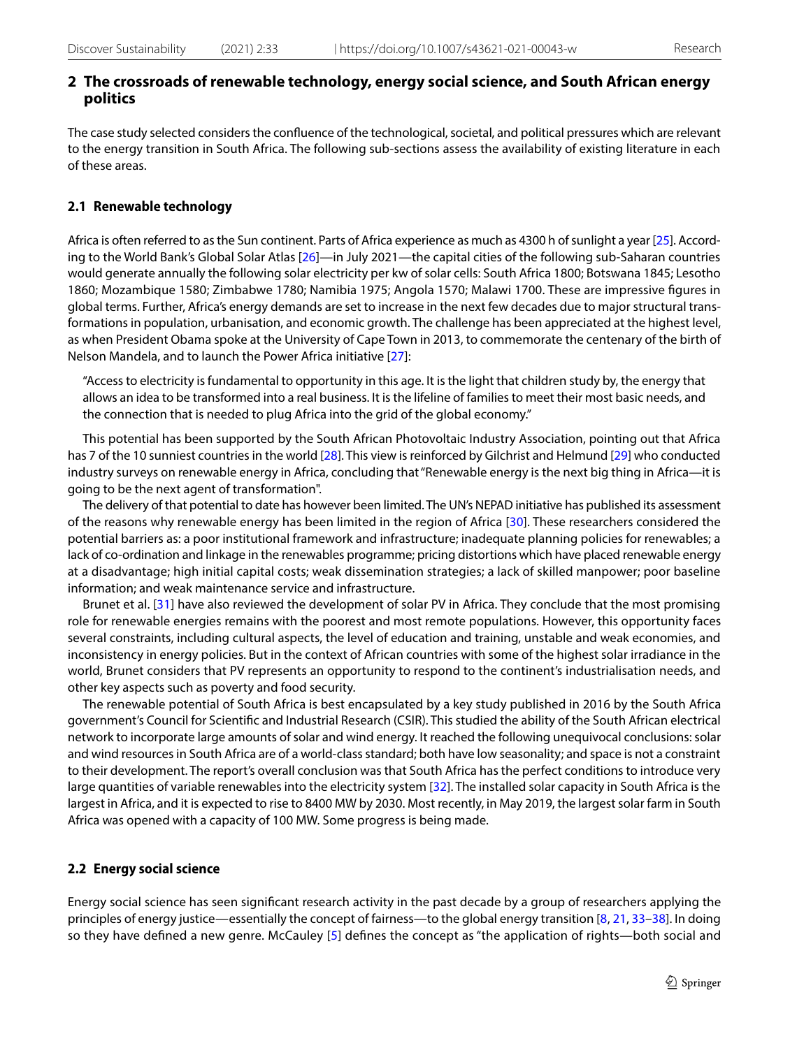## 2 The crossroads of renewable technology, energy social science, and South African energy politics

The case study selected considers the confluence of the technological, societal, and political pressures which are relevant to the energy transition in South Africa. The following sub-sections assess the availability of existing literature in each of these areas.

### 2.1 Renewable technology

Africa is often referred to as the Sun continent. Parts of Africa experience as much as 4300 h of sunlight a year [25]. According to the World Bank's Global Solar Atlas [26]—in July 2021—the capital cities of the following sub-Saharan countries would generate annually the following solar electricity per kw of solar cells: South Africa 1800; Botswana 1845; Lesotho 1860; Mozambique 1580; Zimbabwe 1780; Namibia 1975; Angola 1570; Malawi 1700. These are impressive figures in global terms. Further, Africa's energy demands are set to increase in the next few decades due to major structural transformations in population, urbanisation, and economic growth. The challenge has been appreciated at the highest level, as when President Obama spoke at the University of Cape Town in 2013, to commemorate the centenary of the birth of Nelson Mandela, and to launch the Power Africa initiative [27]:

> "Access to electricity is fundamental to opportunity in this age. It is the light that children study by, the energy that allows an idea to be transformed into a real business. It is the lifeline of families to meet their most basic needs, and the connection that is needed to plug Africa into the grid of the global economy."

This potential has been supported by the South African Photovoltaic Industry Association, pointing out that Africa has 7 of the 10 sunniest countries in the world [28]. This view is reinforced by Gilchrist and Helmund [29] who conducted industry surveys on renewable energy in Africa, concluding that "Renewable energy is the next big thing in Africa—it is going to be the next agent of transformation".

The delivery of that potential to date has however been limited. The UN's NEPAD initiative has published its assessment of the reasons why renewable energy has been limited in the region of Africa [30]. These researchers considered the potential barriers as: a poor institutional framework and infrastructure; inadequate planning policies for renewables; a lack of co-ordination and linkage in the renewables programme; pricing distortions which have placed renewable energy at a disadvantage; high initial capital costs; weak dissemination strategies; a lack of skilled manpower; poor baseline information; and weak maintenance service and infrastructure.

Brunet et al. [31] have also reviewed the development of solar PV in Africa. They conclude that the most promising role for renewable energies remains with the poorest and most remote populations. However, this opportunity faces several constraints, including cultural aspects, the level of education and training, unstable and weak economies, and inconsistency in energy policies. But in the context of African countries with some of the highest solar irradiance in the world, Brunet considers that PV represents an opportunity to respond to the continent's industrialisation needs, and other key aspects such as poverty and food security.

The renewable potential of South Africa is best encapsulated by a key study published in 2016 by the South Africa government's Council for Scientific and Industrial Research (CSIR). This studied the ability of the South African electrical network to incorporate large amounts of solar and wind energy. It reached the following unequivocal conclusions: solar and wind resources in South Africa are of a world-class standard; both have low seasonality; and space is not a constraint to their development. The report's overall conclusion was that South Africa has the perfect conditions to introduce very large quantities of variable renewables into the electricity system [32]. The installed solar capacity in South Africa is the largest in Africa, and it is expected to rise to 8400 MW by 2030. Most recently, in May 2019, the largest solar farm in South Africa was opened with a capacity of 100 MW. Some progress is being made.

### 2.2 Energy social science

Energy social science has seen significant research activity in the past decade by a group of researchers applying the principles of energy justice—essentially the concept of fairness—to the global energy transition [8, 21, 33–38]. In doing so they have defined a new genre. McCauley [5] defines the concept as "the application of rights—both social and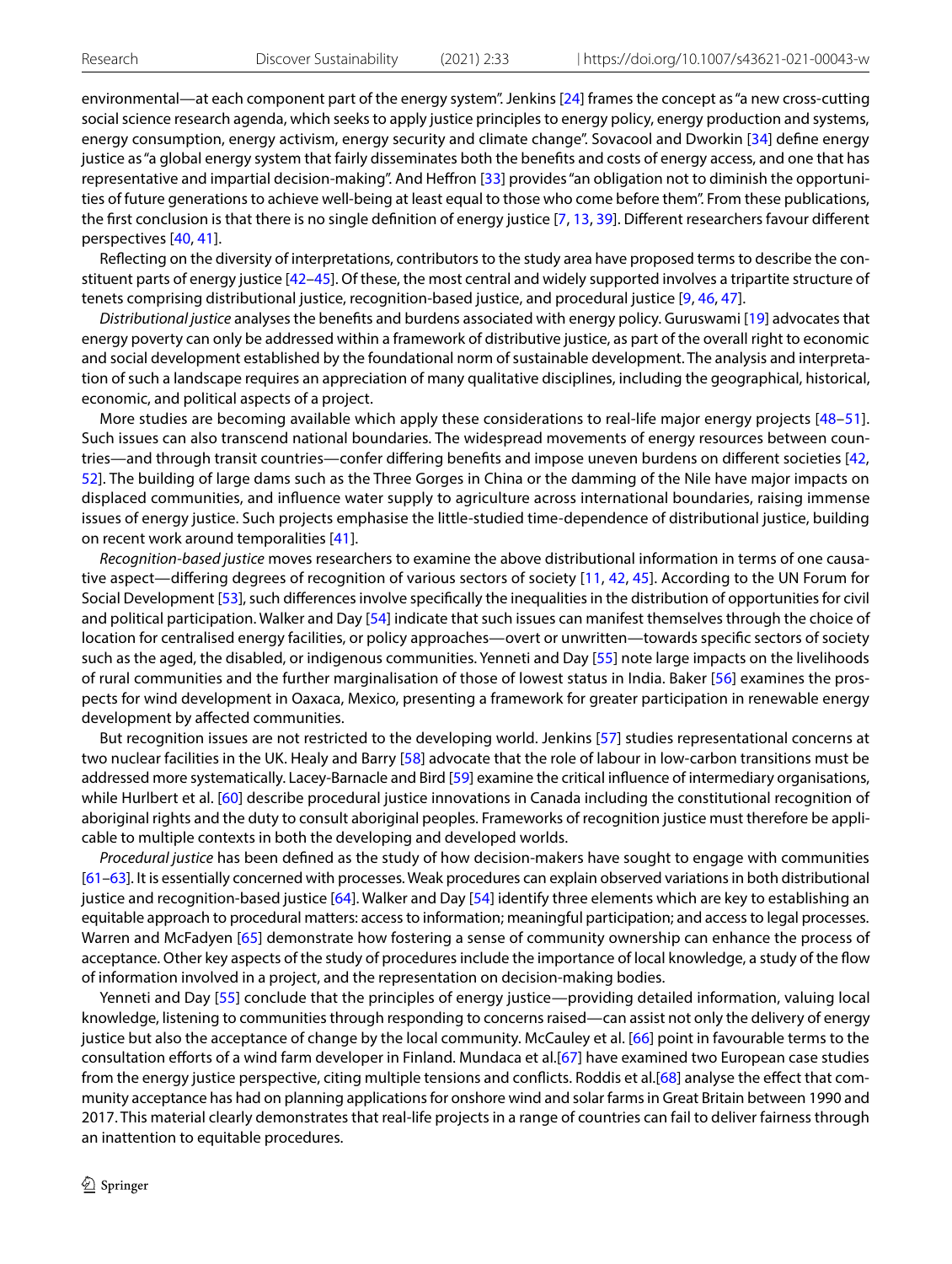environmental—at each component part of the energy system". Jenkins [24] frames the concept as "a new cross-cutting social science research agenda, which seeks to apply justice principles to energy policy, energy production and systems, energy consumption, energy activism, energy security and climate change". Sovacool and Dworkin [34] define energy justice as "a global energy system that fairly disseminates both the benefits and costs of energy access, and one that has representative and impartial decision-making". And Heffron [33] provides "an obligation not to diminish the opportunities of future generations to achieve well-being at least equal to those who come before them". From these publications, the first conclusion is that there is no single definition of energy justice [7, 13, 39]. Different researchers favour different perspectives [40, 41].

Reflecting on the diversity of interpretations, contributors to the study area have proposed terms to describe the constituent parts of energy justice [42–45]. Of these, the most central and widely supported involves a tripartite structure of tenets comprising distributional justice, recognition-based justice, and procedural justice [9, 46, 47].

*Distributional justice* analyses the benefits and burdens associated with energy policy. Guruswami [19] advocates that energy poverty can only be addressed within a framework of distributive justice, as part of the overall right to economic and social development established by the foundational norm of sustainable development. The analysis and interpretation of such a landscape requires an appreciation of many qualitative disciplines, including the geographical, historical, economic, and political aspects of a project.

More studies are becoming available which apply these considerations to real-life major energy projects [48–51]. Such issues can also transcend national boundaries. The widespread movements of energy resources between countries—and through transit countries—confer differing benefits and impose uneven burdens on different societies [42, 52]. The building of large dams such as the Three Gorges in China or the damming of the Nile have major impacts on displaced communities, and influence water supply to agriculture across international boundaries, raising immense issues of energy justice. Such projects emphasise the little-studied time-dependence of distributional justice, building on recent work around temporalities [41].

*Recognition-based justice* moves researchers to examine the above distributional information in terms of one causative aspect—differing degrees of recognition of various sectors of society [11, 42, 45]. According to the UN Forum for Social Development [53], such differences involve specifically the inequalities in the distribution of opportunities for civil and political participation. Walker and Day [54] indicate that such issues can manifest themselves through the choice of location for centralised energy facilities, or policy approaches—overt or unwritten—towards specific sectors of society such as the aged, the disabled, or indigenous communities. Yenneti and Day [55] note large impacts on the livelihoods of rural communities and the further marginalisation of those of lowest status in India. Baker [56] examines the prospects for wind development in Oaxaca, Mexico, presenting a framework for greater participation in renewable energy development by affected communities.

But recognition issues are not restricted to the developing world. Jenkins [57] studies representational concerns at two nuclear facilities in the UK. Healy and Barry [58] advocate that the role of labour in low-carbon transitions must be addressed more systematically. Lacey-Barnacle and Bird [59] examine the critical influence of intermediary organisations, while Hurlbert et al. [60] describe procedural justice innovations in Canada including the constitutional recognition of aboriginal rights and the duty to consult aboriginal peoples. Frameworks of recognition justice must therefore be applicable to multiple contexts in both the developing and developed worlds.

*Procedural justice* has been defined as the study of how decision-makers have sought to engage with communities [61–63]. It is essentially concerned with processes. Weak procedures can explain observed variations in both distributional justice and recognition-based justice [64]. Walker and Day [54] identify three elements which are key to establishing an equitable approach to procedural matters: access to information; meaningful participation; and access to legal processes. Warren and McFadyen [65] demonstrate how fostering a sense of community ownership can enhance the process of acceptance. Other key aspects of the study of procedures include the importance of local knowledge, a study of the flow of information involved in a project, and the representation on decision-making bodies.

Yenneti and Day [55] conclude that the principles of energy justice—providing detailed information, valuing local knowledge, listening to communities through responding to concerns raised—can assist not only the delivery of energy justice but also the acceptance of change by the local community. McCauley et al. [66] point in favourable terms to the consultation efforts of a wind farm developer in Finland. Mundaca et al.[67] have examined two European case studies from the energy justice perspective, citing multiple tensions and conflicts. Roddis et al.[68] analyse the effect that community acceptance has had on planning applications for onshore wind and solar farms in Great Britain between 1990 and 2017. This material clearly demonstrates that real-life projects in a range of countries can fail to deliver fairness through an inattention to equitable procedures.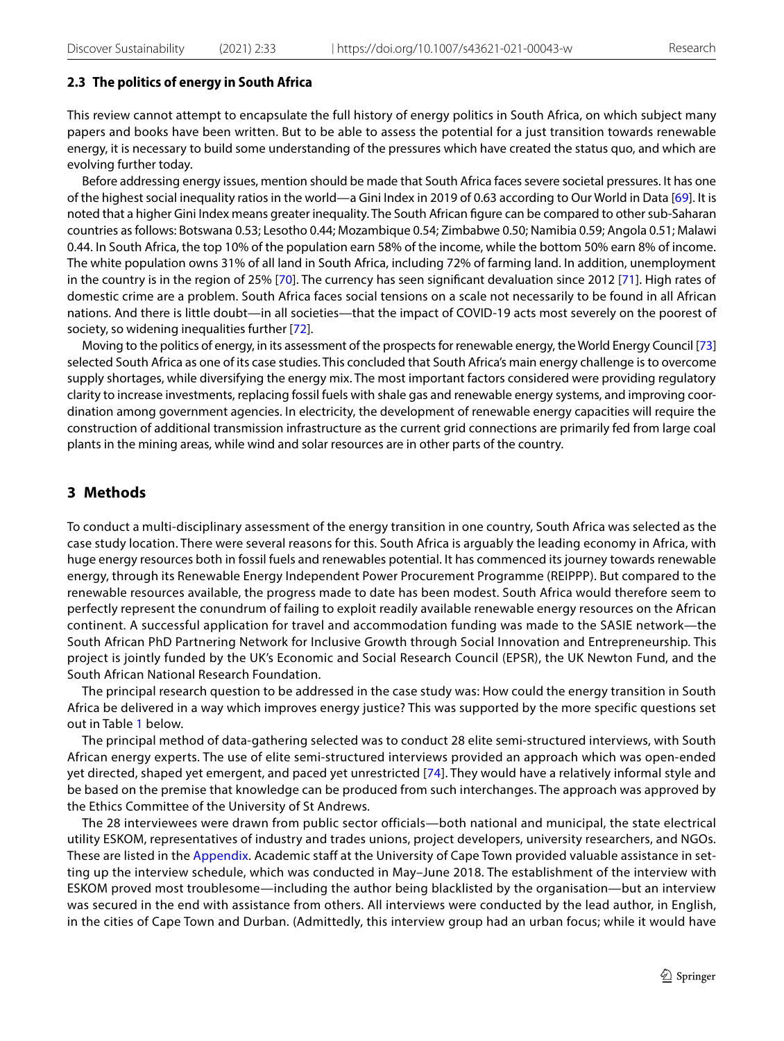### 2.3 The politics of energy in South Africa

This review cannot attempt to encapsulate the full history of energy politics in South Africa, on which subject many papers and books have been written. But to be able to assess the potential for a just transition towards renewable energy, it is necessary to build some understanding of the pressures which have created the status quo, and which are evolving further today.

Before addressing energy issues, mention should be made that South Africa faces severe societal pressures. It has one of the highest social inequality ratios in the world—a Gini Index in 2019 of 0.63 according to Our World in Data [69]. It is noted that a higher Gini Index means greater inequality. The South African figure can be compared to other sub-Saharan countries as follows: Botswana 0.53; Lesotho 0.44; Mozambique 0.54; Zimbabwe 0.50; Namibia 0.59; Angola 0.51; Malawi 0.44. In South Africa, the top 10% of the population earn 58% of the income, while the bottom 50% earn 8% of income. The white population owns 31% of all land in South Africa, including 72% of farming land. In addition, unemployment in the country is in the region of 25% [70]. The currency has seen significant devaluation since 2012 [71]. High rates of domestic crime are a problem. South Africa faces social tensions on a scale not necessarily to be found in all African nations. And there is little doubt—in all societies—that the impact of COVID-19 acts most severely on the poorest of society, so widening inequalities further [72].

Moving to the politics of energy, in its assessment of the prospects for renewable energy, the World Energy Council [73] selected South Africa as one of its case studies. This concluded that South Africa's main energy challenge is to overcome supply shortages, while diversifying the energy mix. The most important factors considered were providing regulatory clarity to increase investments, replacing fossil fuels with shale gas and renewable energy systems, and improving coordination among government agencies. In electricity, the development of renewable energy capacities will require the construction of additional transmission infrastructure as the current grid connections are primarily fed from large coal plants in the mining areas, while wind and solar resources are in other parts of the country.

## 3 Methods

To conduct a multi-disciplinary assessment of the energy transition in one country, South Africa was selected as the case study location. There were several reasons for this. South Africa is arguably the leading economy in Africa, with huge energy resources both in fossil fuels and renewables potential. It has commenced its journey towards renewable energy, through its Renewable Energy Independent Power Procurement Programme (REIPPP). But compared to the renewable resources available, the progress made to date has been modest. South Africa would therefore seem to perfectly represent the conundrum of failing to exploit readily available renewable energy resources on the African continent. A successful application for travel and accommodation funding was made to the SASIE network—the South African PhD Partnering Network for Inclusive Growth through Social Innovation and Entrepreneurship. This project is jointly funded by the UK's Economic and Social Research Council (EPSR), the UK Newton Fund, and the South African National Research Foundation.

The principal research question to be addressed in the case study was: How could the energy transition in South Africa be delivered in a way which improves energy justice? This was supported by the more specific questions set out in Table 1 below.

The principal method of data-gathering selected was to conduct 28 elite semi-structured interviews, with South African energy experts. The use of elite semi-structured interviews provided an approach which was open-ended yet directed, shaped yet emergent, and paced yet unrestricted [74]. They would have a relatively informal style and be based on the premise that knowledge can be produced from such interchanges. The approach was approved by the Ethics Committee of the University of St Andrews.

The 28 interviewees were drawn from public sector officials—both national and municipal, the state electrical utility ESKOM, representatives of industry and trades unions, project developers, university researchers, and NGOs. These are listed in the Appendix. Academic staff at the University of Cape Town provided valuable assistance in setting up the interview schedule, which was conducted in May–June 2018. The establishment of the interview with ESKOM proved most troublesome—including the author being blacklisted by the organisation—but an interview was secured in the end with assistance from others. All interviews were conducted by the lead author, in English, in the cities of Cape Town and Durban. (Admittedly, this interview group had an urban focus; while it would have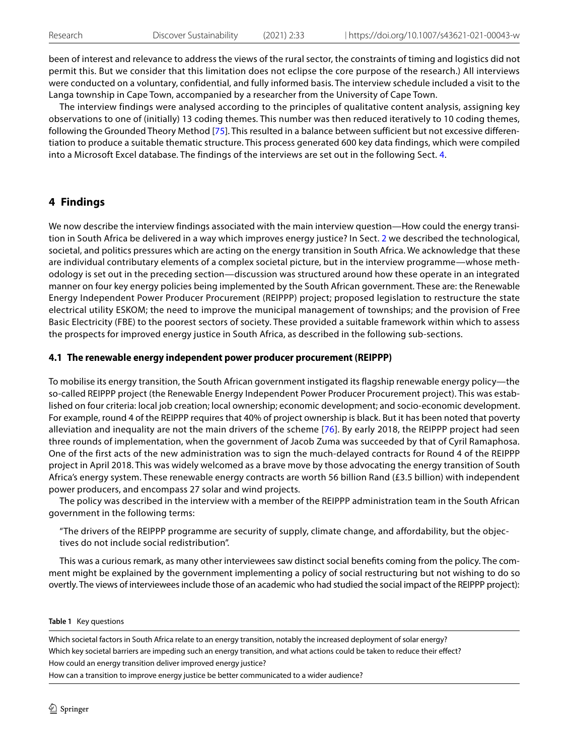been of interest and relevance to address the views of the rural sector, the constraints of timing and logistics did not permit this. But we consider that this limitation does not eclipse the core purpose of the research.) All interviews were conducted on a voluntary, confidential, and fully informed basis. The interview schedule included a visit to the Langa township in Cape Town, accompanied by a researcher from the University of Cape Town.

The interview findings were analysed according to the principles of qualitative content analysis, assigning key observations to one of (initially) 13 coding themes. This number was then reduced iteratively to 10 coding themes, following the Grounded Theory Method [75]. This resulted in a balance between sufficient but not excessive differentiation to produce a suitable thematic structure. This process generated 600 key data findings, which were compiled into a Microsoft Excel database. The findings of the interviews are set out in the following Sect. 4.

## 4 Findings

We now describe the interview findings associated with the main interview question—How could the energy transition in South Africa be delivered in a way which improves energy justice? In Sect. 2 we described the technological, societal, and politics pressures which are acting on the energy transition in South Africa. We acknowledge that these are individual contributary elements of a complex societal picture, but in the interview programme—whose methodology is set out in the preceding section—discussion was structured around how these operate in an integrated manner on four key energy policies being implemented by the South African government. These are: the Renewable Energy Independent Power Producer Procurement (REIPPP) project; proposed legislation to restructure the state electrical utility ESKOM; the need to improve the municipal management of townships; and the provision of Free Basic Electricity (FBE) to the poorest sectors of society. These provided a suitable framework within which to assess the prospects for improved energy justice in South Africa, as described in the following sub-sections.

### 4.1 The renewable energy independent power producer procurement (REIPPP)

To mobilise its energy transition, the South African government instigated its flagship renewable energy policy—the so-called REIPPP project (the Renewable Energy Independent Power Producer Procurement project). This was established on four criteria: local job creation; local ownership; economic development; and socio-economic development. For example, round 4 of the REIPPP requires that 40% of project ownership is black. But it has been noted that poverty alleviation and inequality are not the main drivers of the scheme [76]. By early 2018, the REIPPP project had seen three rounds of implementation, when the government of Jacob Zuma was succeeded by that of Cyril Ramaphosa. One of the first acts of the new administration was to sign the much-delayed contracts for Round 4 of the REIPPP project in April 2018. This was widely welcomed as a brave move by those advocating the energy transition of South Africa's energy system. These renewable energy contracts are worth 56 billion Rand (£3.5 billion) with independent power producers, and encompass 27 solar and wind projects.

The policy was described in the interview with a member of the REIPPP administration team in the South African government in the following terms:

> "The drivers of the REIPPP programme are security of supply, climate change, and affordability, but the objectives do not include social redistribution".

This was a curious remark, as many other interviewees saw distinct social benefits coming from the policy. The comment might be explained by the government implementing a policy of social restructuring but not wishing to do so overtly. The views of interviewees include those of an academic who had studied the social impact of the REIPPP project):

**Table 1** Key questions

| |
|---|
| Which societal factors in South Africa relate to an energy transition, notably the increased deployment of solar energy? |
| Which key societal barriers are impeding such an energy transition, and what actions could be taken to reduce their effect? |
| How could an energy transition deliver improved energy justice? |
| How can a transition to improve energy justice be better communicated to a wider audience? |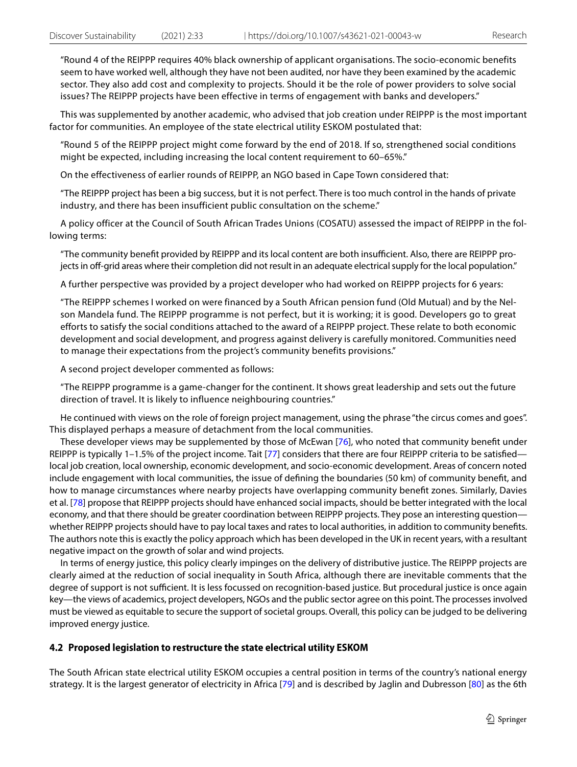> "Round 4 of the REIPPP requires 40% black ownership of applicant organisations. The socio-economic benefits seem to have worked well, although they have not been audited, nor have they been examined by the academic sector. They also add cost and complexity to projects. Should it be the role of power providers to solve social issues? The REIPPP projects have been effective in terms of engagement with banks and developers."

This was supplemented by another academic, who advised that job creation under REIPPP is the most important factor for communities. An employee of the state electrical utility ESKOM postulated that:

> "Round 5 of the REIPPP project might come forward by the end of 2018. If so, strengthened social conditions might be expected, including increasing the local content requirement to 60–65%."

On the effectiveness of earlier rounds of REIPPP, an NGO based in Cape Town considered that:

> "The REIPPP project has been a big success, but it is not perfect. There is too much control in the hands of private industry, and there has been insufficient public consultation on the scheme."

A policy officer at the Council of South African Trades Unions (COSATU) assessed the impact of REIPPP in the following terms:

> "The community benefit provided by REIPPP and its local content are both insufficient. Also, there are REIPPP projects in off-grid areas where their completion did not result in an adequate electrical supply for the local population."

A further perspective was provided by a project developer who had worked on REIPPP projects for 6 years:

> "The REIPPP schemes I worked on were financed by a South African pension fund (Old Mutual) and by the Nelson Mandela fund. The REIPPP programme is not perfect, but it is working; it is good. Developers go to great efforts to satisfy the social conditions attached to the award of a REIPPP project. These relate to both economic development and social development, and progress against delivery is carefully monitored. Communities need to manage their expectations from the project's community benefits provisions."

A second project developer commented as follows:

> "The REIPPP programme is a game-changer for the continent. It shows great leadership and sets out the future direction of travel. It is likely to influence neighbouring countries."

He continued with views on the role of foreign project management, using the phrase "the circus comes and goes". This displayed perhaps a measure of detachment from the local communities.

These developer views may be supplemented by those of McEwan [76], who noted that community benefit under REIPPP is typically 1–1.5% of the project income. Tait [77] considers that there are four REIPPP criteria to be satisfied—local job creation, local ownership, economic development, and socio-economic development. Areas of concern noted include engagement with local communities, the issue of defining the boundaries (50 km) of community benefit, and how to manage circumstances where nearby projects have overlapping community benefit zones. Similarly, Davies et al. [78] propose that REIPPP projects should have enhanced social impacts, should be better integrated with the local economy, and that there should be greater coordination between REIPPP projects. They pose an interesting question—whether REIPPP projects should have to pay local taxes and rates to local authorities, in addition to community benefits. The authors note this is exactly the policy approach which has been developed in the UK in recent years, with a resultant negative impact on the growth of solar and wind projects.

In terms of energy justice, this policy clearly impinges on the delivery of distributive justice. The REIPPP projects are clearly aimed at the reduction of social inequality in South Africa, although there are inevitable comments that the degree of support is not sufficient. It is less focussed on recognition-based justice. But procedural justice is once again key—the views of academics, project developers, NGOs and the public sector agree on this point. The processes involved must be viewed as equitable to secure the support of societal groups. Overall, this policy can be judged to be delivering improved energy justice.

### 4.2 Proposed legislation to restructure the state electrical utility ESKOM

The South African state electrical utility ESKOM occupies a central position in terms of the country's national energy strategy. It is the largest generator of electricity in Africa [79] and is described by Jaglin and Dubresson [80] as the 6th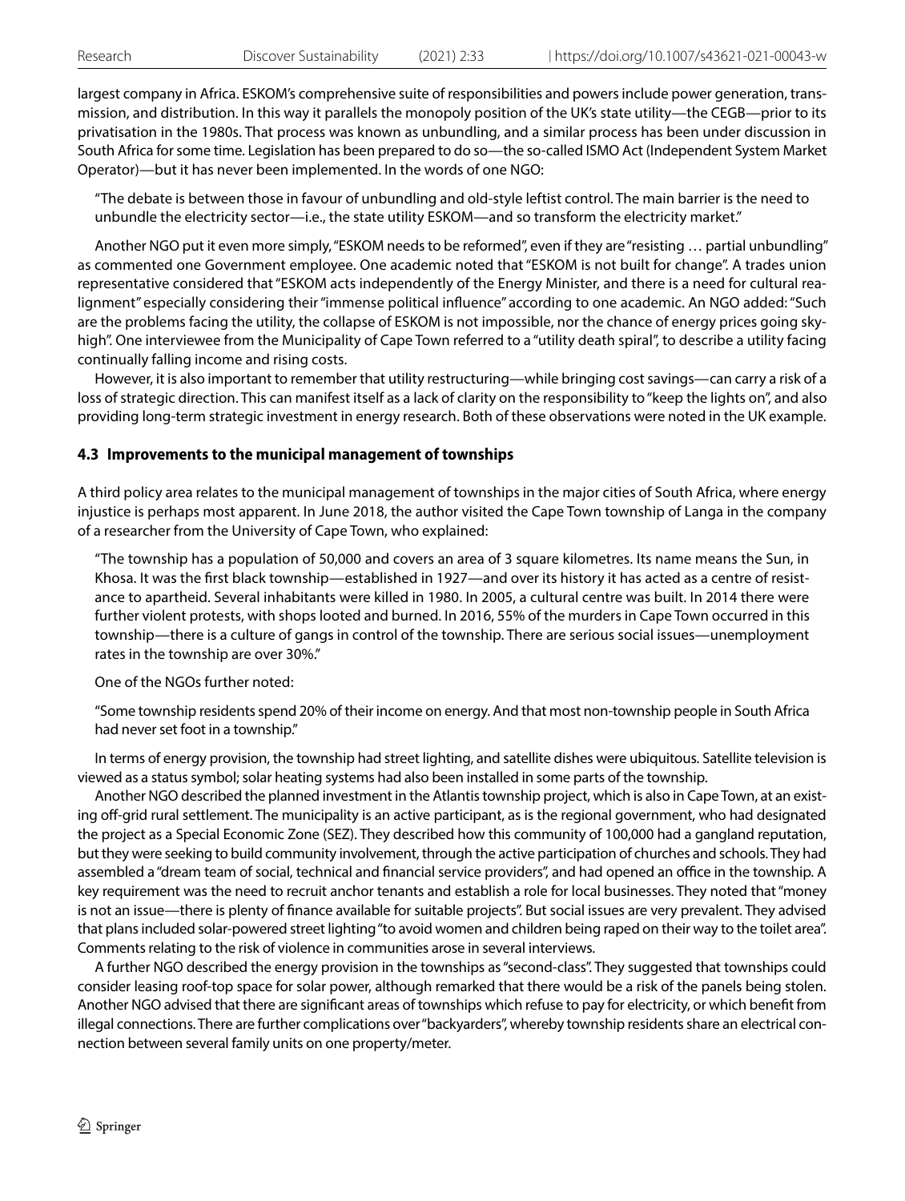largest company in Africa. ESKOM's comprehensive suite of responsibilities and powers include power generation, transmission, and distribution. In this way it parallels the monopoly position of the UK's state utility—the CEGB—prior to its privatisation in the 1980s. That process was known as unbundling, and a similar process has been under discussion in South Africa for some time. Legislation has been prepared to do so—the so-called ISMO Act (Independent System Market Operator)—but it has never been implemented. In the words of one NGO:

> "The debate is between those in favour of unbundling and old-style leftist control. The main barrier is the need to unbundle the electricity sector—i.e., the state utility ESKOM—and so transform the electricity market."

Another NGO put it even more simply, "ESKOM needs to be reformed", even if they are "resisting … partial unbundling" as commented one Government employee. One academic noted that "ESKOM is not built for change". A trades union representative considered that "ESKOM acts independently of the Energy Minister, and there is a need for cultural realignment" especially considering their "immense political influence" according to one academic. An NGO added: "Such are the problems facing the utility, the collapse of ESKOM is not impossible, nor the chance of energy prices going sky-high". One interviewee from the Municipality of Cape Town referred to a "utility death spiral", to describe a utility facing continually falling income and rising costs.

However, it is also important to remember that utility restructuring—while bringing cost savings—can carry a risk of a loss of strategic direction. This can manifest itself as a lack of clarity on the responsibility to "keep the lights on", and also providing long-term strategic investment in energy research. Both of these observations were noted in the UK example.

### 4.3 Improvements to the municipal management of townships

A third policy area relates to the municipal management of townships in the major cities of South Africa, where energy injustice is perhaps most apparent. In June 2018, the author visited the Cape Town township of Langa in the company of a researcher from the University of Cape Town, who explained:

> "The township has a population of 50,000 and covers an area of 3 square kilometres. Its name means the Sun, in Khosa. It was the first black township—established in 1927—and over its history it has acted as a centre of resistance to apartheid. Several inhabitants were killed in 1980. In 2005, a cultural centre was built. In 2014 there were further violent protests, with shops looted and burned. In 2016, 55% of the murders in Cape Town occurred in this township—there is a culture of gangs in control of the township. There are serious social issues—unemployment rates in the township are over 30%."

One of the NGOs further noted:

> "Some township residents spend 20% of their income on energy. And that most non-township people in South Africa had never set foot in a township."

In terms of energy provision, the township had street lighting, and satellite dishes were ubiquitous. Satellite television is viewed as a status symbol; solar heating systems had also been installed in some parts of the township.

Another NGO described the planned investment in the Atlantis township project, which is also in Cape Town, at an existing off-grid rural settlement. The municipality is an active participant, as is the regional government, who had designated the project as a Special Economic Zone (SEZ). They described how this community of 100,000 had a gangland reputation, but they were seeking to build community involvement, through the active participation of churches and schools. They had assembled a "dream team of social, technical and financial service providers", and had opened an office in the township. A key requirement was the need to recruit anchor tenants and establish a role for local businesses. They noted that "money is not an issue—there is plenty of finance available for suitable projects". But social issues are very prevalent. They advised that plans included solar-powered street lighting "to avoid women and children being raped on their way to the toilet area". Comments relating to the risk of violence in communities arose in several interviews.

A further NGO described the energy provision in the townships as "second-class". They suggested that townships could consider leasing roof-top space for solar power, although remarked that there would be a risk of the panels being stolen. Another NGO advised that there are significant areas of townships which refuse to pay for electricity, or which benefit from illegal connections. There are further complications over "backyarders", whereby township residents share an electrical connection between several family units on one property/meter.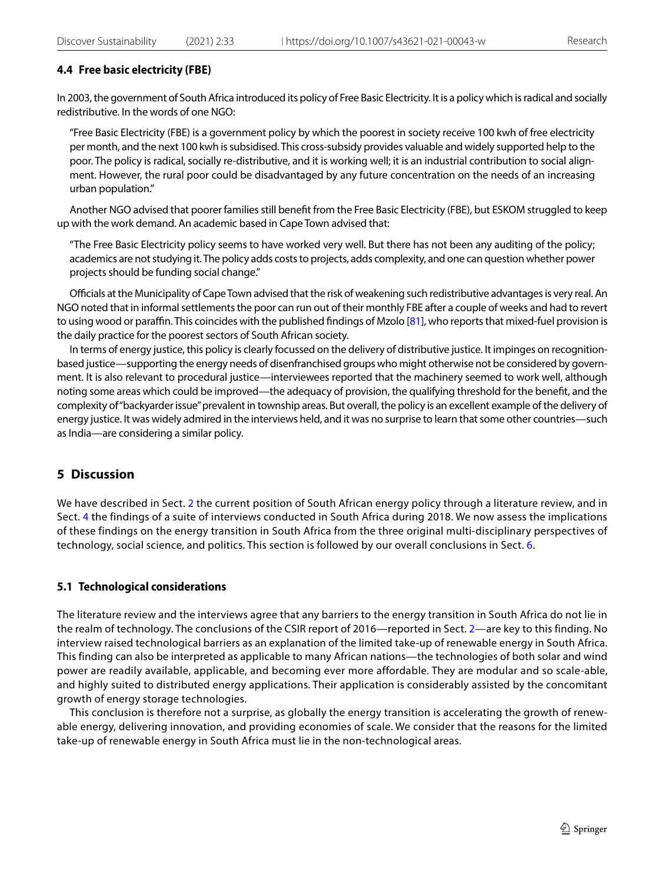### 4.4 Free basic electricity (FBE)

In 2003, the government of South Africa introduced its policy of Free Basic Electricity. It is a policy which is radical and socially redistributive. In the words of one NGO:

> "Free Basic Electricity (FBE) is a government policy by which the poorest in society receive 100 kwh of free electricity per month, and the next 100 kwh is subsidised. This cross-subsidy provides valuable and widely supported help to the poor. The policy is radical, socially re-distributive, and it is working well; it is an industrial contribution to social alignment. However, the rural poor could be disadvantaged by any future concentration on the needs of an increasing urban population."

Another NGO advised that poorer families still benefit from the Free Basic Electricity (FBE), but ESKOM struggled to keep up with the work demand. An academic based in Cape Town advised that:

> "The Free Basic Electricity policy seems to have worked very well. But there has not been any auditing of the policy; academics are not studying it. The policy adds costs to projects, adds complexity, and one can question whether power projects should be funding social change."

Officials at the Municipality of Cape Town advised that the risk of weakening such redistributive advantages is very real. An NGO noted that in informal settlements the poor can run out of their monthly FBE after a couple of weeks and had to revert to using wood or paraffin. This coincides with the published findings of Mzolo [81], who reports that mixed-fuel provision is the daily practice for the poorest sectors of South African society.

In terms of energy justice, this policy is clearly focussed on the delivery of distributive justice. It impinges on recognition-based justice—supporting the energy needs of disenfranchised groups who might otherwise not be considered by government. It is also relevant to procedural justice—interviewees reported that the machinery seemed to work well, although noting some areas which could be improved—the adequacy of provision, the qualifying threshold for the benefit, and the complexity of "backyarder issue" prevalent in township areas. But overall, the policy is an excellent example of the delivery of energy justice. It was widely admired in the interviews held, and it was no surprise to learn that some other countries—such as India—are considering a similar policy.

## 5 Discussion

We have described in Sect. 2 the current position of South African energy policy through a literature review, and in Sect. 4 the findings of a suite of interviews conducted in South Africa during 2018. We now assess the implications of these findings on the energy transition in South Africa from the three original multi-disciplinary perspectives of technology, social science, and politics. This section is followed by our overall conclusions in Sect. 6.

### 5.1 Technological considerations

The literature review and the interviews agree that any barriers to the energy transition in South Africa do not lie in the realm of technology. The conclusions of the CSIR report of 2016—reported in Sect. 2—are key to this finding. No interview raised technological barriers as an explanation of the limited take-up of renewable energy in South Africa. This finding can also be interpreted as applicable to many African nations—the technologies of both solar and wind power are readily available, applicable, and becoming ever more affordable. They are modular and so scale-able, and highly suited to distributed energy applications. Their application is considerably assisted by the concomitant growth of energy storage technologies.

This conclusion is therefore not a surprise, as globally the energy transition is accelerating the growth of renewable energy, delivering innovation, and providing economies of scale. We consider that the reasons for the limited take-up of renewable energy in South Africa must lie in the non-technological areas.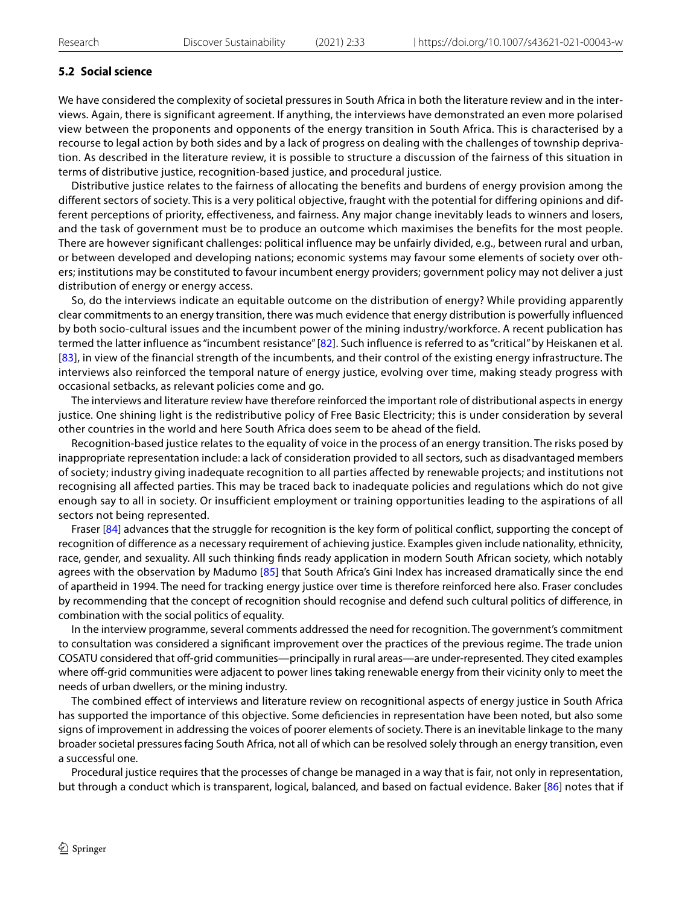### 5.2 Social science

We have considered the complexity of societal pressures in South Africa in both the literature review and in the interviews. Again, there is significant agreement. If anything, the interviews have demonstrated an even more polarised view between the proponents and opponents of the energy transition in South Africa. This is characterised by a recourse to legal action by both sides and by a lack of progress on dealing with the challenges of township deprivation. As described in the literature review, it is possible to structure a discussion of the fairness of this situation in terms of distributive justice, recognition-based justice, and procedural justice.

Distributive justice relates to the fairness of allocating the benefits and burdens of energy provision among the different sectors of society. This is a very political objective, fraught with the potential for differing opinions and different perceptions of priority, effectiveness, and fairness. Any major change inevitably leads to winners and losers, and the task of government must be to produce an outcome which maximises the benefits for the most people. There are however significant challenges: political influence may be unfairly divided, e.g., between rural and urban, or between developed and developing nations; economic systems may favour some elements of society over others; institutions may be constituted to favour incumbent energy providers; government policy may not deliver a just distribution of energy or energy access.

So, do the interviews indicate an equitable outcome on the distribution of energy? While providing apparently clear commitments to an energy transition, there was much evidence that energy distribution is powerfully influenced by both socio-cultural issues and the incumbent power of the mining industry/workforce. A recent publication has termed the latter influence as "incumbent resistance" [82]. Such influence is referred to as "critical" by Heiskanen et al. [83], in view of the financial strength of the incumbents, and their control of the existing energy infrastructure. The interviews also reinforced the temporal nature of energy justice, evolving over time, making steady progress with occasional setbacks, as relevant policies come and go.

The interviews and literature review have therefore reinforced the important role of distributional aspects in energy justice. One shining light is the redistributive policy of Free Basic Electricity; this is under consideration by several other countries in the world and here South Africa does seem to be ahead of the field.

Recognition-based justice relates to the equality of voice in the process of an energy transition. The risks posed by inappropriate representation include: a lack of consideration provided to all sectors, such as disadvantaged members of society; industry giving inadequate recognition to all parties affected by renewable projects; and institutions not recognising all affected parties. This may be traced back to inadequate policies and regulations which do not give enough say to all in society. Or insufficient employment or training opportunities leading to the aspirations of all sectors not being represented.

Fraser [84] advances that the struggle for recognition is the key form of political conflict, supporting the concept of recognition of difference as a necessary requirement of achieving justice. Examples given include nationality, ethnicity, race, gender, and sexuality. All such thinking finds ready application in modern South African society, which notably agrees with the observation by Madumo [85] that South Africa's Gini Index has increased dramatically since the end of apartheid in 1994. The need for tracking energy justice over time is therefore reinforced here also. Fraser concludes by recommending that the concept of recognition should recognise and defend such cultural politics of difference, in combination with the social politics of equality.

In the interview programme, several comments addressed the need for recognition. The government's commitment to consultation was considered a significant improvement over the practices of the previous regime. The trade union COSATU considered that off-grid communities—principally in rural areas—are under-represented. They cited examples where off-grid communities were adjacent to power lines taking renewable energy from their vicinity only to meet the needs of urban dwellers, or the mining industry.

The combined effect of interviews and literature review on recognitional aspects of energy justice in South Africa has supported the importance of this objective. Some deficiencies in representation have been noted, but also some signs of improvement in addressing the voices of poorer elements of society. There is an inevitable linkage to the many broader societal pressures facing South Africa, not all of which can be resolved solely through an energy transition, even a successful one.

Procedural justice requires that the processes of change be managed in a way that is fair, not only in representation, but through a conduct which is transparent, logical, balanced, and based on factual evidence. Baker [86] notes that if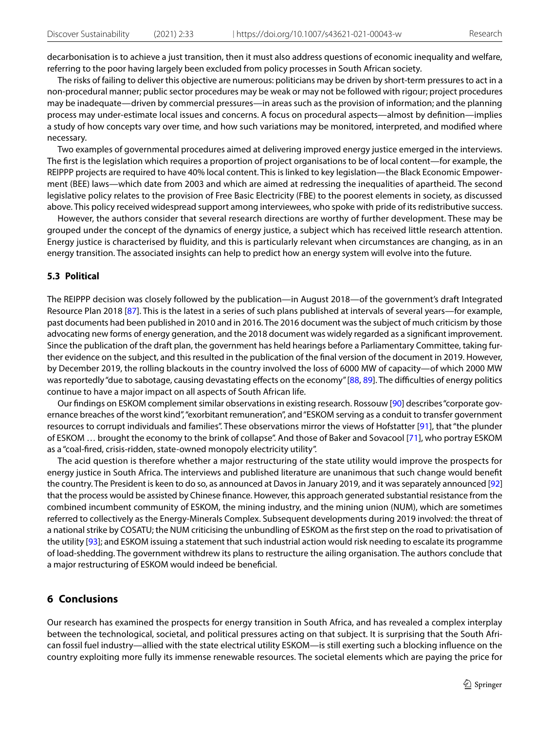decarbonisation is to achieve a just transition, then it must also address questions of economic inequality and welfare, referring to the poor having largely been excluded from policy processes in South African society.

The risks of failing to deliver this objective are numerous: politicians may be driven by short-term pressures to act in a non-procedural manner; public sector procedures may be weak or may not be followed with rigour; project procedures may be inadequate—driven by commercial pressures—in areas such as the provision of information; and the planning process may under-estimate local issues and concerns. A focus on procedural aspects—almost by definition—implies a study of how concepts vary over time, and how such variations may be monitored, interpreted, and modified where necessary.

Two examples of governmental procedures aimed at delivering improved energy justice emerged in the interviews. The first is the legislation which requires a proportion of project organisations to be of local content—for example, the REIPPP projects are required to have 40% local content. This is linked to key legislation—the Black Economic Empowerment (BEE) laws—which date from 2003 and which are aimed at redressing the inequalities of apartheid. The second legislative policy relates to the provision of Free Basic Electricity (FBE) to the poorest elements in society, as discussed above. This policy received widespread support among interviewees, who spoke with pride of its redistributive success.

However, the authors consider that several research directions are worthy of further development. These may be grouped under the concept of the dynamics of energy justice, a subject which has received little research attention. Energy justice is characterised by fluidity, and this is particularly relevant when circumstances are changing, as in an energy transition. The associated insights can help to predict how an energy system will evolve into the future.

### 5.3 Political

The REIPPP decision was closely followed by the publication—in August 2018—of the government's draft Integrated Resource Plan 2018 [87]. This is the latest in a series of such plans published at intervals of several years—for example, past documents had been published in 2010 and in 2016. The 2016 document was the subject of much criticism by those advocating new forms of energy generation, and the 2018 document was widely regarded as a significant improvement. Since the publication of the draft plan, the government has held hearings before a Parliamentary Committee, taking further evidence on the subject, and this resulted in the publication of the final version of the document in 2019. However, by December 2019, the rolling blackouts in the country involved the loss of 6000 MW of capacity—of which 2000 MW was reportedly "due to sabotage, causing devastating effects on the economy" [88, 89]. The difficulties of energy politics continue to have a major impact on all aspects of South African life.

Our findings on ESKOM complement similar observations in existing research. Rossouw [90] describes "corporate governance breaches of the worst kind", "exorbitant remuneration", and "ESKOM serving as a conduit to transfer government resources to corrupt individuals and families". These observations mirror the views of Hofstatter [91], that "the plunder of ESKOM … brought the economy to the brink of collapse". And those of Baker and Sovacool [71], who portray ESKOM as a "coal-fired, crisis-ridden, state-owned monopoly electricity utility".

The acid question is therefore whether a major restructuring of the state utility would improve the prospects for energy justice in South Africa. The interviews and published literature are unanimous that such change would benefit the country. The President is keen to do so, as announced at Davos in January 2019, and it was separately announced [92] that the process would be assisted by Chinese finance. However, this approach generated substantial resistance from the combined incumbent community of ESKOM, the mining industry, and the mining union (NUM), which are sometimes referred to collectively as the Energy-Minerals Complex. Subsequent developments during 2019 involved: the threat of a national strike by COSATU; the NUM criticising the unbundling of ESKOM as the first step on the road to privatisation of the utility [93]; and ESKOM issuing a statement that such industrial action would risk needing to escalate its programme of load-shedding. The government withdrew its plans to restructure the ailing organisation. The authors conclude that a major restructuring of ESKOM would indeed be beneficial.

## 6 Conclusions

Our research has examined the prospects for energy transition in South Africa, and has revealed a complex interplay between the technological, societal, and political pressures acting on that subject. It is surprising that the South African fossil fuel industry—allied with the state electrical utility ESKOM—is still exerting such a blocking influence on the country exploiting more fully its immense renewable resources. The societal elements which are paying the price for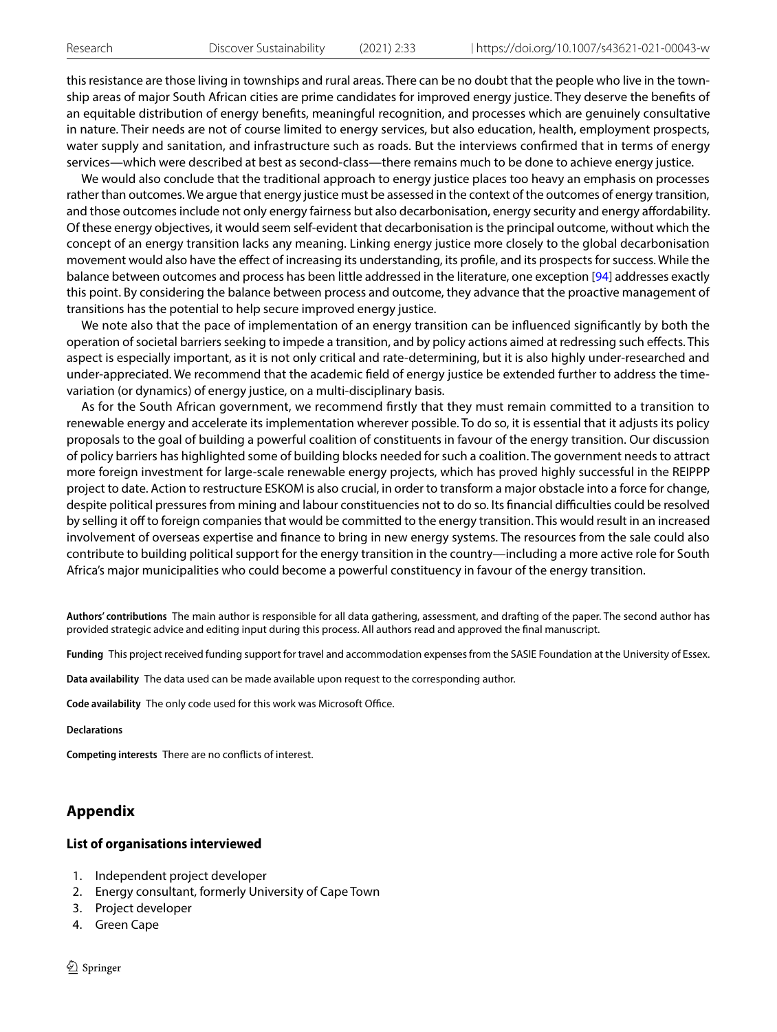this resistance are those living in townships and rural areas. There can be no doubt that the people who live in the township areas of major South African cities are prime candidates for improved energy justice. They deserve the benefits of an equitable distribution of energy benefits, meaningful recognition, and processes which are genuinely consultative in nature. Their needs are not of course limited to energy services, but also education, health, employment prospects, water supply and sanitation, and infrastructure such as roads. But the interviews confirmed that in terms of energy services—which were described at best as second-class—there remains much to be done to achieve energy justice.

We would also conclude that the traditional approach to energy justice places too heavy an emphasis on processes rather than outcomes. We argue that energy justice must be assessed in the context of the outcomes of energy transition, and those outcomes include not only energy fairness but also decarbonisation, energy security and energy affordability. Of these energy objectives, it would seem self-evident that decarbonisation is the principal outcome, without which the concept of an energy transition lacks any meaning. Linking energy justice more closely to the global decarbonisation movement would also have the effect of increasing its understanding, its profile, and its prospects for success. While the balance between outcomes and process has been little addressed in the literature, one exception [94] addresses exactly this point. By considering the balance between process and outcome, they advance that the proactive management of transitions has the potential to help secure improved energy justice.

We note also that the pace of implementation of an energy transition can be influenced significantly by both the operation of societal barriers seeking to impede a transition, and by policy actions aimed at redressing such effects. This aspect is especially important, as it is not only critical and rate-determining, but it is also highly under-researched and under-appreciated. We recommend that the academic field of energy justice be extended further to address the time-variation (or dynamics) of energy justice, on a multi-disciplinary basis.

As for the South African government, we recommend firstly that they must remain committed to a transition to renewable energy and accelerate its implementation wherever possible. To do so, it is essential that it adjusts its policy proposals to the goal of building a powerful coalition of constituents in favour of the energy transition. Our discussion of policy barriers has highlighted some of building blocks needed for such a coalition. The government needs to attract more foreign investment for large-scale renewable energy projects, which has proved highly successful in the REIPPP project to date. Action to restructure ESKOM is also crucial, in order to transform a major obstacle into a force for change, despite political pressures from mining and labour constituencies not to do so. Its financial difficulties could be resolved by selling it off to foreign companies that would be committed to the energy transition. This would result in an increased involvement of overseas expertise and finance to bring in new energy systems. The resources from the sale could also contribute to building political support for the energy transition in the country—including a more active role for South Africa's major municipalities who could become a powerful constituency in favour of the energy transition.

**Authors' contributions** The main author is responsible for all data gathering, assessment, and drafting of the paper. The second author has provided strategic advice and editing input during this process. All authors read and approved the final manuscript.

**Funding** This project received funding support for travel and accommodation expenses from the SASIE Foundation at the University of Essex.

**Data availability** The data used can be made available upon request to the corresponding author.

**Code availability** The only code used for this work was Microsoft Office.

**Declarations**

**Competing interests** There are no conflicts of interest.

## Appendix

### List of organisations interviewed

1. Independent project developer
2. Energy consultant, formerly University of Cape Town
3. Project developer
4. Green Cape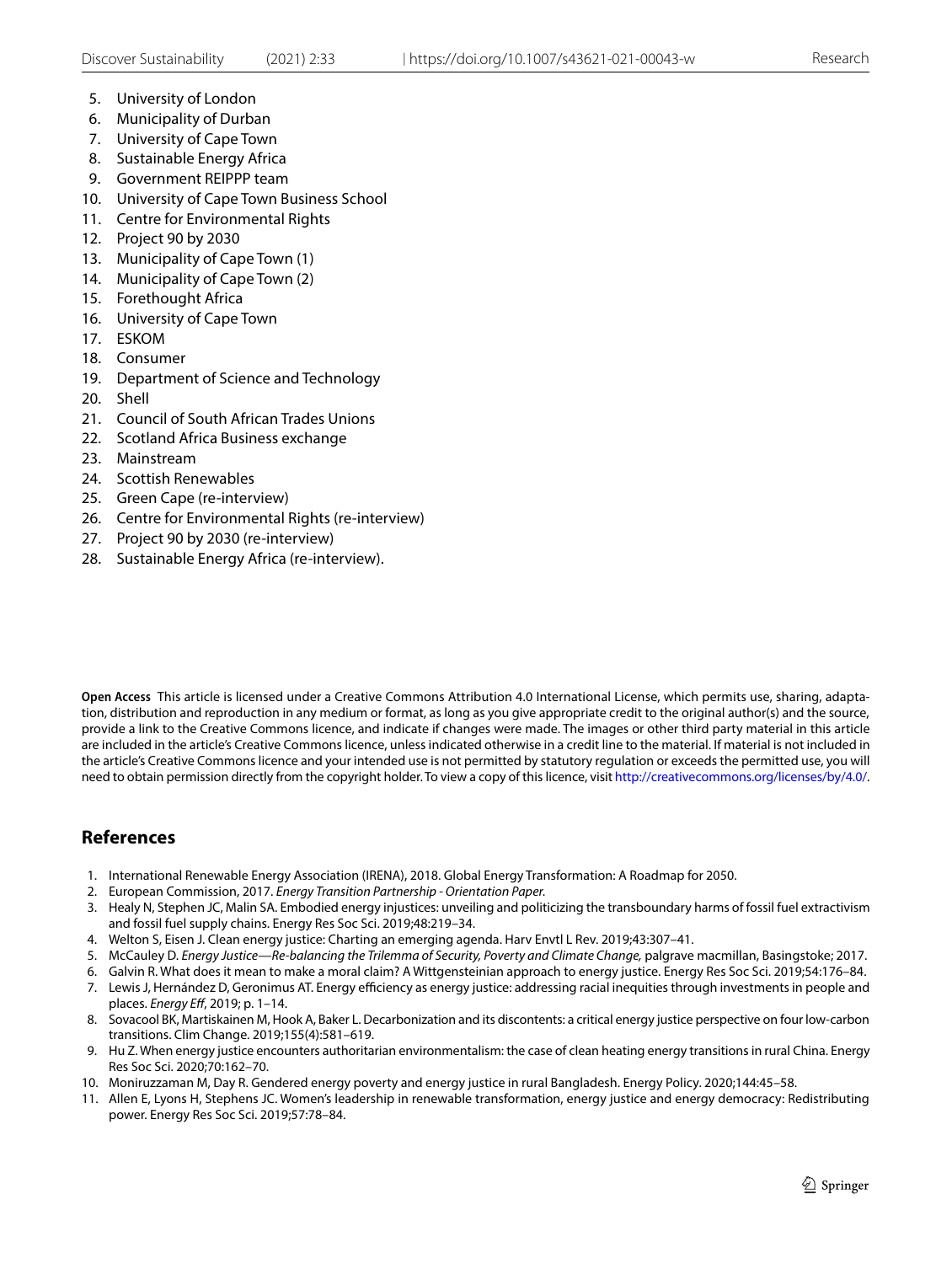5. University of London
6. Municipality of Durban
7. University of Cape Town
8. Sustainable Energy Africa
9. Government REIPPP team
10. University of Cape Town Business School
11. Centre for Environmental Rights
12. Project 90 by 2030
13. Municipality of Cape Town (1)
14. Municipality of Cape Town (2)
15. Forethought Africa
16. University of Cape Town
17. ESKOM
18. Consumer
19. Department of Science and Technology
20. Shell
21. Council of South African Trades Unions
22. Scotland Africa Business exchange
23. Mainstream
24. Scottish Renewables
25. Green Cape (re-interview)
26. Centre for Environmental Rights (re-interview)
27. Project 90 by 2030 (re-interview)
28. Sustainable Energy Africa (re-interview).

**Open Access** This article is licensed under a Creative Commons Attribution 4.0 International License, which permits use, sharing, adaptation, distribution and reproduction in any medium or format, as long as you give appropriate credit to the original author(s) and the source, provide a link to the Creative Commons licence, and indicate if changes were made. The images or other third party material in this article are included in the article's Creative Commons licence, unless indicated otherwise in a credit line to the material. If material is not included in the article's Creative Commons licence and your intended use is not permitted by statutory regulation or exceeds the permitted use, you will need to obtain permission directly from the copyright holder. To view a copy of this licence, visit http://creativecommons.org/licenses/by/4.0/.

## References

1. International Renewable Energy Association (IRENA), 2018. Global Energy Transformation: A Roadmap for 2050.
2. European Commission, 2017. *Energy Transition Partnership - Orientation Paper.*
3. Healy N, Stephen JC, Malin SA. Embodied energy injustices: unveiling and politicizing the transboundary harms of fossil fuel extractivism and fossil fuel supply chains. Energy Res Soc Sci. 2019;48:219–34.
4. Welton S, Eisen J. Clean energy justice: Charting an emerging agenda. Harv Envtl L Rev. 2019;43:307–41.
5. McCauley D. *Energy Justice—Re-balancing the Trilemma of Security, Poverty and Climate Change,* palgrave macmillan, Basingstoke; 2017.
6. Galvin R. What does it mean to make a moral claim? A Wittgensteinian approach to energy justice. Energy Res Soc Sci. 2019;54:176–84.
7. Lewis J, Hernández D, Geronimus AT. Energy efficiency as energy justice: addressing racial inequities through investments in people and places. *Energy Eff*, 2019; p. 1–14.
8. Sovacool BK, Martiskainen M, Hook A, Baker L. Decarbonization and its discontents: a critical energy justice perspective on four low-carbon transitions. Clim Change. 2019;155(4):581–619.
9. Hu Z. When energy justice encounters authoritarian environmentalism: the case of clean heating energy transitions in rural China. Energy Res Soc Sci. 2020;70:162–70.
10. Moniruzzaman M, Day R. Gendered energy poverty and energy justice in rural Bangladesh. Energy Policy. 2020;144:45–58.
11. Allen E, Lyons H, Stephens JC. Women's leadership in renewable transformation, energy justice and energy democracy: Redistributing power. Energy Res Soc Sci. 2019;57:78–84.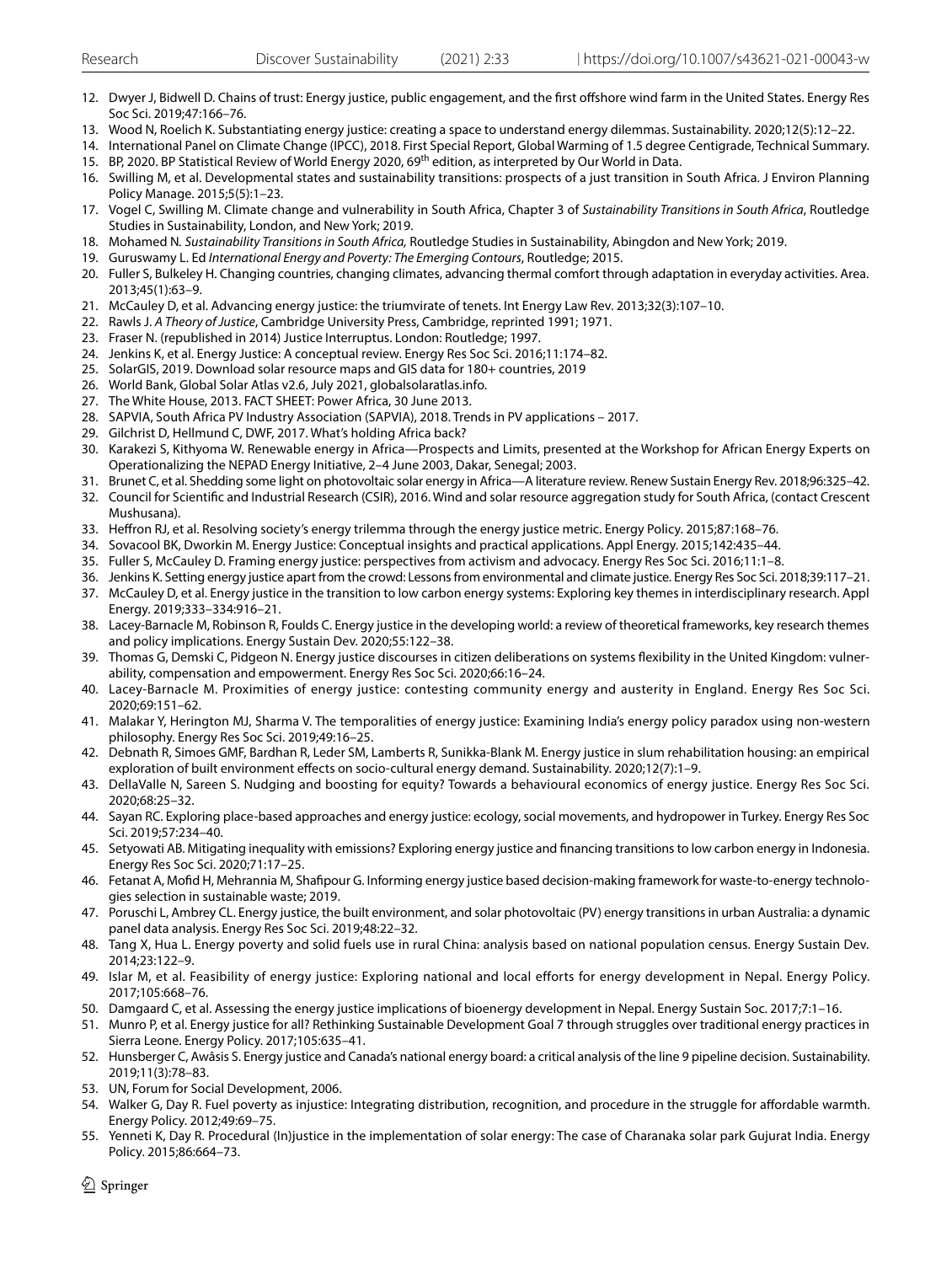12. Dwyer J, Bidwell D. Chains of trust: Energy justice, public engagement, and the first offshore wind farm in the United States. Energy Res Soc Sci. 2019;47:166–76.
13. Wood N, Roelich K. Substantiating energy justice: creating a space to understand energy dilemmas. Sustainability. 2020;12(5):12–22.
14. International Panel on Climate Change (IPCC), 2018. First Special Report, Global Warming of 1.5 degree Centigrade, Technical Summary.
15. BP, 2020. BP Statistical Review of World Energy 2020, 69th edition, as interpreted by Our World in Data.
16. Swilling M, et al. Developmental states and sustainability transitions: prospects of a just transition in South Africa. J Environ Planning Policy Manage. 2015;5(5):1–23.
17. Vogel C, Swilling M. Climate change and vulnerability in South Africa, Chapter 3 of *Sustainability Transitions in South Africa*, Routledge Studies in Sustainability, London, and New York; 2019.
18. Mohamed N. *Sustainability Transitions in South Africa,* Routledge Studies in Sustainability, Abingdon and New York; 2019.
19. Guruswamy L. Ed *International Energy and Poverty: The Emerging Contours*, Routledge; 2015.
20. Fuller S, Bulkeley H. Changing countries, changing climates, advancing thermal comfort through adaptation in everyday activities. Area. 2013;45(1):63–9.
21. McCauley D, et al. Advancing energy justice: the triumvirate of tenets. Int Energy Law Rev. 2013;32(3):107–10.
22. Rawls J. *A Theory of Justice*, Cambridge University Press, Cambridge, reprinted 1991; 1971.
23. Fraser N. (republished in 2014) Justice Interruptus. London: Routledge; 1997.
24. Jenkins K, et al. Energy Justice: A conceptual review. Energy Res Soc Sci. 2016;11:174–82.
25. SolarGIS, 2019. Download solar resource maps and GIS data for 180+ countries, 2019
26. World Bank, Global Solar Atlas v2.6, July 2021, globalsolaratlas.info.
27. The White House, 2013. FACT SHEET: Power Africa, 30 June 2013.
28. SAPVIA, South Africa PV Industry Association (SAPVIA), 2018. Trends in PV applications – 2017.
29. Gilchrist D, Hellmund C, DWF, 2017. What's holding Africa back?
30. Karakezi S, Kithyoma W. Renewable energy in Africa—Prospects and Limits, presented at the Workshop for African Energy Experts on Operationalizing the NEPAD Energy Initiative, 2–4 June 2003, Dakar, Senegal; 2003.
31. Brunet C, et al. Shedding some light on photovoltaic solar energy in Africa—A literature review. Renew Sustain Energy Rev. 2018;96:325–42.
32. Council for Scientific and Industrial Research (CSIR), 2016. Wind and solar resource aggregation study for South Africa, (contact Crescent Mushusana).
33. Heffron RJ, et al. Resolving society's energy trilemma through the energy justice metric. Energy Policy. 2015;87:168–76.
34. Sovacool BK, Dworkin M. Energy Justice: Conceptual insights and practical applications. Appl Energy. 2015;142:435–44.
35. Fuller S, McCauley D. Framing energy justice: perspectives from activism and advocacy. Energy Res Soc Sci. 2016;11:1–8.
36. Jenkins K. Setting energy justice apart from the crowd: Lessons from environmental and climate justice. Energy Res Soc Sci. 2018;39:117–21.
37. McCauley D, et al. Energy justice in the transition to low carbon energy systems: Exploring key themes in interdisciplinary research. Appl Energy. 2019;333–334:916–21.
38. Lacey-Barnacle M, Robinson R, Foulds C. Energy justice in the developing world: a review of theoretical frameworks, key research themes and policy implications. Energy Sustain Dev. 2020;55:122–38.
39. Thomas G, Demski C, Pidgeon N. Energy justice discourses in citizen deliberations on systems flexibility in the United Kingdom: vulnerability, compensation and empowerment. Energy Res Soc Sci. 2020;66:16–24.
40. Lacey-Barnacle M. Proximities of energy justice: contesting community energy and austerity in England. Energy Res Soc Sci. 2020;69:151–62.
41. Malakar Y, Herington MJ, Sharma V. The temporalities of energy justice: Examining India's energy policy paradox using non-western philosophy. Energy Res Soc Sci. 2019;49:16–25.
42. Debnath R, Simoes GMF, Bardhan R, Leder SM, Lamberts R, Sunikka-Blank M. Energy justice in slum rehabilitation housing: an empirical exploration of built environment effects on socio-cultural energy demand. Sustainability. 2020;12(7):1–9.
43. DellaValle N, Sareen S. Nudging and boosting for equity? Towards a behavioural economics of energy justice. Energy Res Soc Sci. 2020;68:25–32.
44. Sayan RC. Exploring place-based approaches and energy justice: ecology, social movements, and hydropower in Turkey. Energy Res Soc Sci. 2019;57:234–40.
45. Setyowati AB. Mitigating inequality with emissions? Exploring energy justice and financing transitions to low carbon energy in Indonesia. Energy Res Soc Sci. 2020;71:17–25.
46. Fetanat A, Mofid H, Mehrannia M, Shafipour G. Informing energy justice based decision-making framework for waste-to-energy technologies selection in sustainable waste; 2019.
47. Poruschi L, Ambrey CL. Energy justice, the built environment, and solar photovoltaic (PV) energy transitions in urban Australia: a dynamic panel data analysis. Energy Res Soc Sci. 2019;48:22–32.
48. Tang X, Hua L. Energy poverty and solid fuels use in rural China: analysis based on national population census. Energy Sustain Dev. 2014;23:122–9.
49. Islar M, et al. Feasibility of energy justice: Exploring national and local efforts for energy development in Nepal. Energy Policy. 2017;105:668–76.
50. Damgaard C, et al. Assessing the energy justice implications of bioenergy development in Nepal. Energy Sustain Soc. 2017;7:1–16.
51. Munro P, et al. Energy justice for all? Rethinking Sustainable Development Goal 7 through struggles over traditional energy practices in Sierra Leone. Energy Policy. 2017;105:635–41.
52. Hunsberger C, Awâsis S. Energy justice and Canada's national energy board: a critical analysis of the line 9 pipeline decision. Sustainability. 2019;11(3):78–83.
53. UN, Forum for Social Development, 2006.
54. Walker G, Day R. Fuel poverty as injustice: Integrating distribution, recognition, and procedure in the struggle for affordable warmth. Energy Policy. 2012;49:69–75.
55. Yenneti K, Day R. Procedural (In)justice in the implementation of solar energy: The case of Charanaka solar park Gujurat India. Energy Policy. 2015;86:664–73.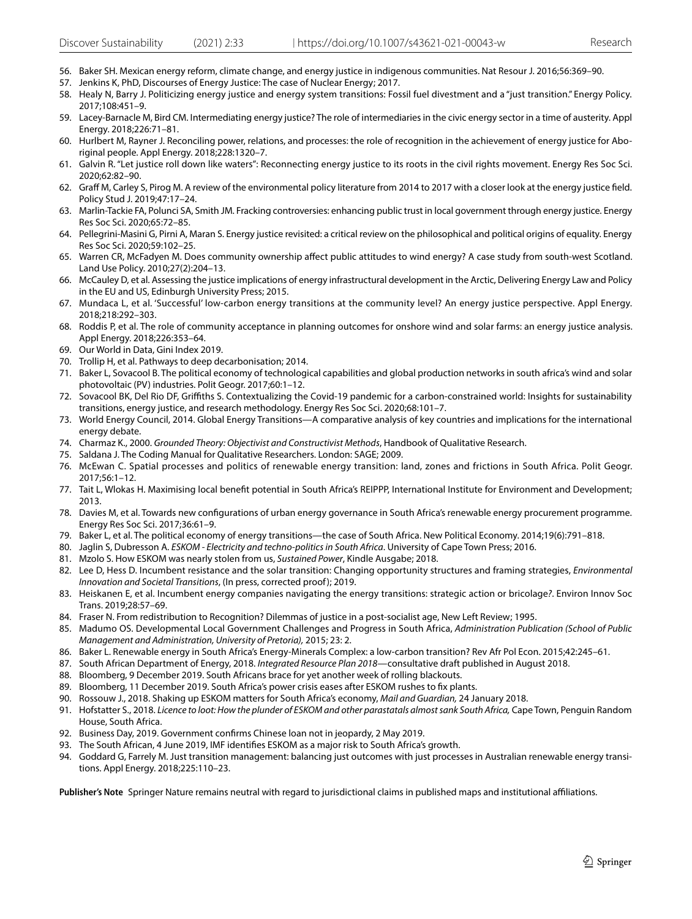56. Baker SH. Mexican energy reform, climate change, and energy justice in indigenous communities. Nat Resour J. 2016;56:369–90.
57. Jenkins K, PhD, Discourses of Energy Justice: The case of Nuclear Energy; 2017.
58. Healy N, Barry J. Politicizing energy justice and energy system transitions: Fossil fuel divestment and a "just transition." Energy Policy. 2017;108:451–9.
59. Lacey-Barnacle M, Bird CM. Intermediating energy justice? The role of intermediaries in the civic energy sector in a time of austerity. Appl Energy. 2018;226:71–81.
60. Hurlbert M, Rayner J. Reconciling power, relations, and processes: the role of recognition in the achievement of energy justice for Aboriginal people. Appl Energy. 2018;228:1320–7.
61. Galvin R. "Let justice roll down like waters": Reconnecting energy justice to its roots in the civil rights movement. Energy Res Soc Sci. 2020;62:82–90.
62. Graff M, Carley S, Pirog M. A review of the environmental policy literature from 2014 to 2017 with a closer look at the energy justice field. Policy Stud J. 2019;47:17–24.
63. Marlin-Tackie FA, Polunci SA, Smith JM. Fracking controversies: enhancing public trust in local government through energy justice. Energy Res Soc Sci. 2020;65:72–85.
64. Pellegrini-Masini G, Pirni A, Maran S. Energy justice revisited: a critical review on the philosophical and political origins of equality. Energy Res Soc Sci. 2020;59:102–25.
65. Warren CR, McFadyen M. Does community ownership affect public attitudes to wind energy? A case study from south-west Scotland. Land Use Policy. 2010;27(2):204–13.
66. McCauley D, et al. Assessing the justice implications of energy infrastructural development in the Arctic, Delivering Energy Law and Policy in the EU and US, Edinburgh University Press; 2015.
67. Mundaca L, et al. 'Successful' low-carbon energy transitions at the community level? An energy justice perspective. Appl Energy. 2018;218:292–303.
68. Roddis P, et al. The role of community acceptance in planning outcomes for onshore wind and solar farms: an energy justice analysis. Appl Energy. 2018;226:353–64.
69. Our World in Data, Gini Index 2019.
70. Trollip H, et al. Pathways to deep decarbonisation; 2014.
71. Baker L, Sovacool B. The political economy of technological capabilities and global production networks in south africa's wind and solar photovoltaic (PV) industries. Polit Geogr. 2017;60:1–12.
72. Sovacool BK, Del Rio DF, Griffiths S. Contextualizing the Covid-19 pandemic for a carbon-constrained world: Insights for sustainability transitions, energy justice, and research methodology. Energy Res Soc Sci. 2020;68:101–7.
73. World Energy Council, 2014. Global Energy Transitions—A comparative analysis of key countries and implications for the international energy debate.
74. Charmaz K., 2000. *Grounded Theory: Objectivist and Constructivist Methods*, Handbook of Qualitative Research.
75. Saldana J. The Coding Manual for Qualitative Researchers. London: SAGE; 2009.
76. McEwan C. Spatial processes and politics of renewable energy transition: land, zones and frictions in South Africa. Polit Geogr. 2017;56:1–12.
77. Tait L, Wlokas H. Maximising local benefit potential in South Africa's REIPPP, International Institute for Environment and Development; 2013.
78. Davies M, et al. Towards new configurations of urban energy governance in South Africa's renewable energy procurement programme. Energy Res Soc Sci. 2017;36:61–9.
79. Baker L, et al. The political economy of energy transitions—the case of South Africa. New Political Economy. 2014;19(6):791–818.
80. Jaglin S, Dubresson A. *ESKOM - Electricity and techno-politics in South Africa*. University of Cape Town Press; 2016.
81. Mzolo S. How ESKOM was nearly stolen from us, *Sustained Power*, Kindle Ausgabe; 2018.
82. Lee D, Hess D. Incumbent resistance and the solar transition: Changing opportunity structures and framing strategies, *Environmental Innovation and Societal Transitions*, (In press, corrected proof); 2019.
83. Heiskanen E, et al. Incumbent energy companies navigating the energy transitions: strategic action or bricolage?. Environ Innov Soc Trans. 2019;28:57–69.
84. Fraser N. From redistribution to Recognition? Dilemmas of justice in a post-socialist age, New Left Review; 1995.
85. Madumo OS. Developmental Local Government Challenges and Progress in South Africa, *Administration Publication (School of Public Management and Administration, University of Pretoria),* 2015; 23: 2.
86. Baker L. Renewable energy in South Africa's Energy-Minerals Complex: a low-carbon transition? Rev Afr Pol Econ. 2015;42:245–61.
87. South African Department of Energy, 2018. *Integrated Resource Plan 2018*—consultative draft published in August 2018.
88. Bloomberg, 9 December 2019. South Africans brace for yet another week of rolling blackouts.
89. Bloomberg, 11 December 2019. South Africa's power crisis eases after ESKOM rushes to fix plants.
90. Rossouw J., 2018. Shaking up ESKOM matters for South Africa's economy, *Mail and Guardian,* 24 January 2018.
91. Hofstatter S., 2018. *Licence to loot: How the plunder of ESKOM and other parastatals almost sank South Africa,* Cape Town, Penguin Random House, South Africa.
92. Business Day, 2019. Government confirms Chinese loan not in jeopardy, 2 May 2019.
93. The South African, 4 June 2019, IMF identifies ESKOM as a major risk to South Africa's growth.
94. Goddard G, Farrely M. Just transition management: balancing just outcomes with just processes in Australian renewable energy transitions. Appl Energy. 2018;225:110–23.

**Publisher's Note** Springer Nature remains neutral with regard to jurisdictional claims in published maps and institutional affiliations.